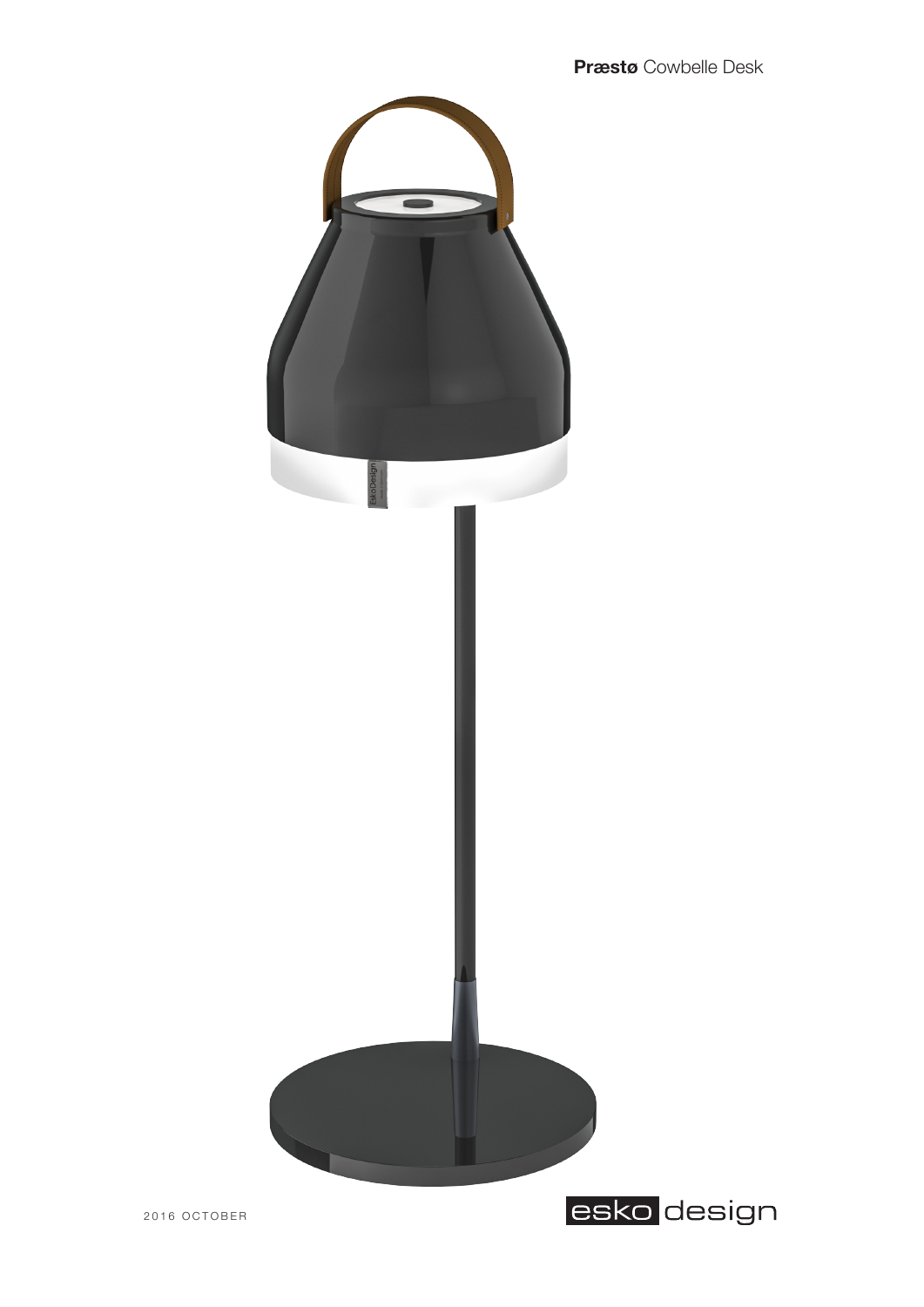**Præstø** Cowbelle Desk

2016 OCTOBER

esko design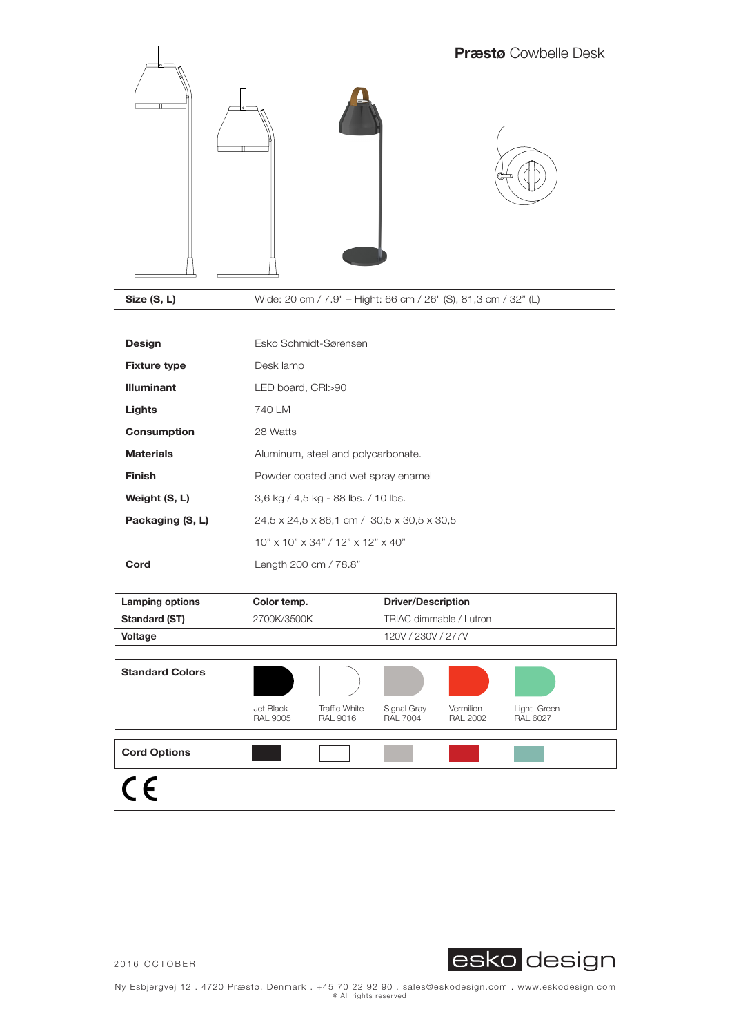# **Præstø** Cowbelle Desk

| | |
|---|---|
| **Size (S, L)** | Wide: 20 cm / 7.9" – Hight: 66 cm / 26" (S), 81,3 cm / 32" (L) |

| | |
|---|---|
| **Design** | Esko Schmidt-Sørensen |
| **Fixture type** | Desk lamp |
| **Illuminant** | LED board, CRI>90 |
| **Lights** | 740 LM |
| **Consumption** | 28 Watts |
| **Materials** | Aluminum, steel and polycarbonate. |
| **Finish** | Powder coated and wet spray enamel |
| **Weight (S, L)** | 3,6 kg / 4,5 kg - 88 lbs. / 10 lbs. |
| **Packaging (S, L)** | 24,5 x 24,5 x 86,1 cm / 30,5 x 30,5 x 30,5 |
| | 10" x 10" x 34" / 12" x 12" x 40" |
| **Cord** | Length 200 cm / 78.8" |

| **Lamping options** | **Color temp.** | **Driver/Description** |
|---|---|---|
| **Standard (ST)** | 2700K/3500K | TRIAC dimmable / Lutron |
| **Voltage** | | 120V / 230V / 277V |

| **Standard Colors** | | | | | |
|---|---|---|---|---|---|
| | Jet Black RAL 9005 | Traffic White RAL 9016 | Signal Gray RAL 7004 | Vermilion RAL 2002 | Light Green RAL 6027 |

**Cord Options**

CE

2016 OCTOBER

esko design

Ny Esbjergvej 12 . 4720 Præstø, Denmark . +45 70 22 92 90 . sales@eskodesign.com . www.eskodesign.com
® All rights reserved